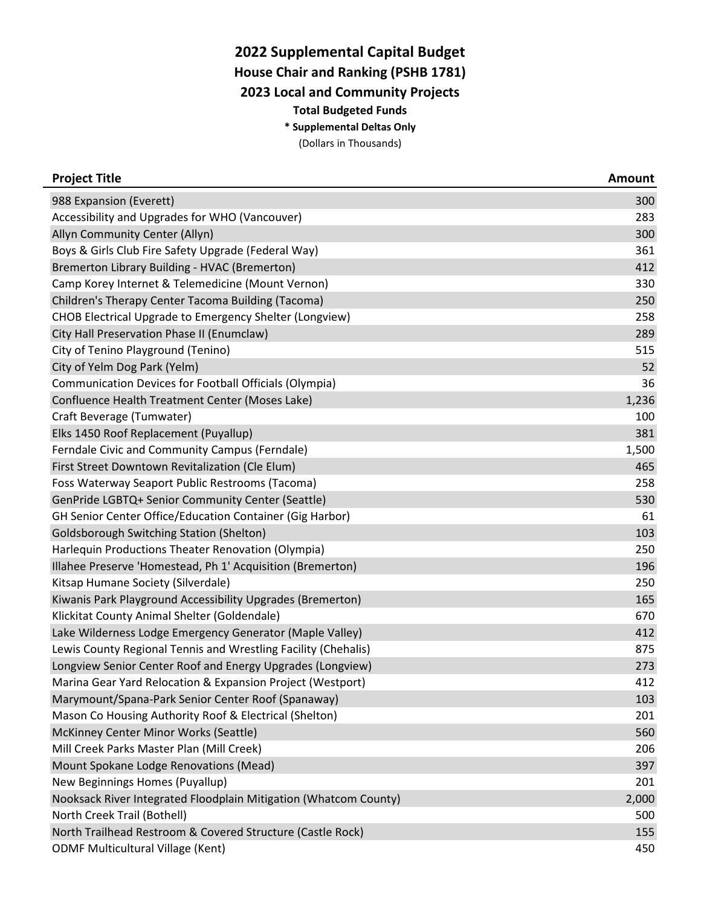# 2022 Supplemental Capital Budget

## House Chair and Ranking (PSHB 1781)

## 2023 Local and Community Projects

**Total Budgeted Funds**

*** Supplemental Deltas Only**

(Dollars in Thousands)

| Project Title | Amount |
|---|---:|
| 988 Expansion (Everett) | 300 |
| Accessibility and Upgrades for WHO (Vancouver) | 283 |
| Allyn Community Center (Allyn) | 300 |
| Boys & Girls Club Fire Safety Upgrade (Federal Way) | 361 |
| Bremerton Library Building - HVAC (Bremerton) | 412 |
| Camp Korey Internet & Telemedicine (Mount Vernon) | 330 |
| Children's Therapy Center Tacoma Building (Tacoma) | 250 |
| CHOB Electrical Upgrade to Emergency Shelter (Longview) | 258 |
| City Hall Preservation Phase II (Enumclaw) | 289 |
| City of Tenino Playground (Tenino) | 515 |
| City of Yelm Dog Park (Yelm) | 52 |
| Communication Devices for Football Officials (Olympia) | 36 |
| Confluence Health Treatment Center (Moses Lake) | 1,236 |
| Craft Beverage (Tumwater) | 100 |
| Elks 1450 Roof Replacement (Puyallup) | 381 |
| Ferndale Civic and Community Campus (Ferndale) | 1,500 |
| First Street Downtown Revitalization (Cle Elum) | 465 |
| Foss Waterway Seaport Public Restrooms (Tacoma) | 258 |
| GenPride LGBTQ+ Senior Community Center (Seattle) | 530 |
| GH Senior Center Office/Education Container (Gig Harbor) | 61 |
| Goldsborough Switching Station (Shelton) | 103 |
| Harlequin Productions Theater Renovation (Olympia) | 250 |
| Illahee Preserve 'Homestead, Ph 1' Acquisition (Bremerton) | 196 |
| Kitsap Humane Society (Silverdale) | 250 |
| Kiwanis Park Playground Accessibility Upgrades (Bremerton) | 165 |
| Klickitat County Animal Shelter (Goldendale) | 670 |
| Lake Wilderness Lodge Emergency Generator (Maple Valley) | 412 |
| Lewis County Regional Tennis and Wrestling Facility (Chehalis) | 875 |
| Longview Senior Center Roof and Energy Upgrades (Longview) | 273 |
| Marina Gear Yard Relocation & Expansion Project (Westport) | 412 |
| Marymount/Spana-Park Senior Center Roof (Spanaway) | 103 |
| Mason Co Housing Authority Roof & Electrical (Shelton) | 201 |
| McKinney Center Minor Works (Seattle) | 560 |
| Mill Creek Parks Master Plan (Mill Creek) | 206 |
| Mount Spokane Lodge Renovations (Mead) | 397 |
| New Beginnings Homes (Puyallup) | 201 |
| Nooksack River Integrated Floodplain Mitigation (Whatcom County) | 2,000 |
| North Creek Trail (Bothell) | 500 |
| North Trailhead Restroom & Covered Structure (Castle Rock) | 155 |
| ODMF Multicultural Village (Kent) | 450 |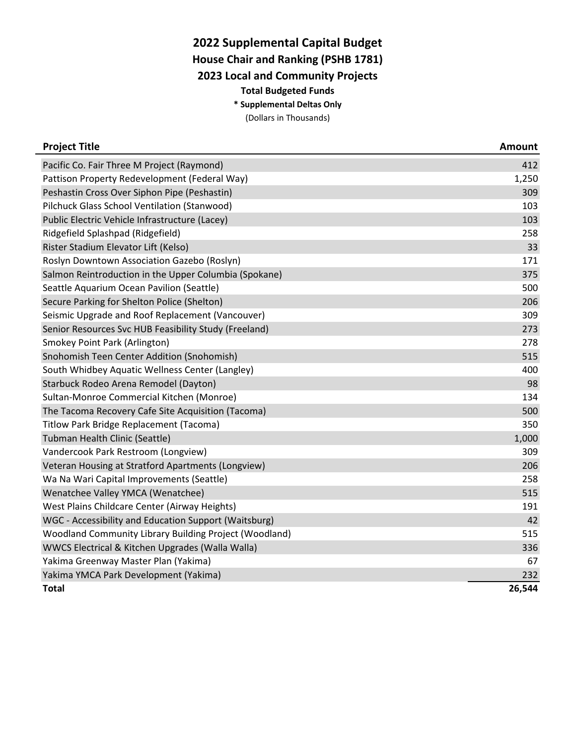# 2022 Supplemental Capital Budget

## House Chair and Ranking (PSHB 1781)

## 2023 Local and Community Projects

**Total Budgeted Funds**

**\* Supplemental Deltas Only**

(Dollars in Thousands)

| Project Title | Amount |
|---|---|
| Pacific Co. Fair Three M Project (Raymond) | 412 |
| Pattison Property Redevelopment (Federal Way) | 1,250 |
| Peshastin Cross Over Siphon Pipe (Peshastin) | 309 |
| Pilchuck Glass School Ventilation (Stanwood) | 103 |
| Public Electric Vehicle Infrastructure (Lacey) | 103 |
| Ridgefield Splashpad (Ridgefield) | 258 |
| Rister Stadium Elevator Lift (Kelso) | 33 |
| Roslyn Downtown Association Gazebo (Roslyn) | 171 |
| Salmon Reintroduction in the Upper Columbia (Spokane) | 375 |
| Seattle Aquarium Ocean Pavilion (Seattle) | 500 |
| Secure Parking for Shelton Police (Shelton) | 206 |
| Seismic Upgrade and Roof Replacement (Vancouver) | 309 |
| Senior Resources Svc HUB Feasibility Study (Freeland) | 273 |
| Smokey Point Park (Arlington) | 278 |
| Snohomish Teen Center Addition (Snohomish) | 515 |
| South Whidbey Aquatic Wellness Center (Langley) | 400 |
| Starbuck Rodeo Arena Remodel (Dayton) | 98 |
| Sultan-Monroe Commercial Kitchen (Monroe) | 134 |
| The Tacoma Recovery Cafe Site Acquisition (Tacoma) | 500 |
| Titlow Park Bridge Replacement (Tacoma) | 350 |
| Tubman Health Clinic (Seattle) | 1,000 |
| Vandercook Park Restroom (Longview) | 309 |
| Veteran Housing at Stratford Apartments (Longview) | 206 |
| Wa Na Wari Capital Improvements (Seattle) | 258 |
| Wenatchee Valley YMCA (Wenatchee) | 515 |
| West Plains Childcare Center (Airway Heights) | 191 |
| WGC - Accessibility and Education Support (Waitsburg) | 42 |
| Woodland Community Library Building Project (Woodland) | 515 |
| WWCS Electrical & Kitchen Upgrades (Walla Walla) | 336 |
| Yakima Greenway Master Plan (Yakima) | 67 |
| Yakima YMCA Park Development (Yakima) | 232 |
| **Total** | **26,544** |